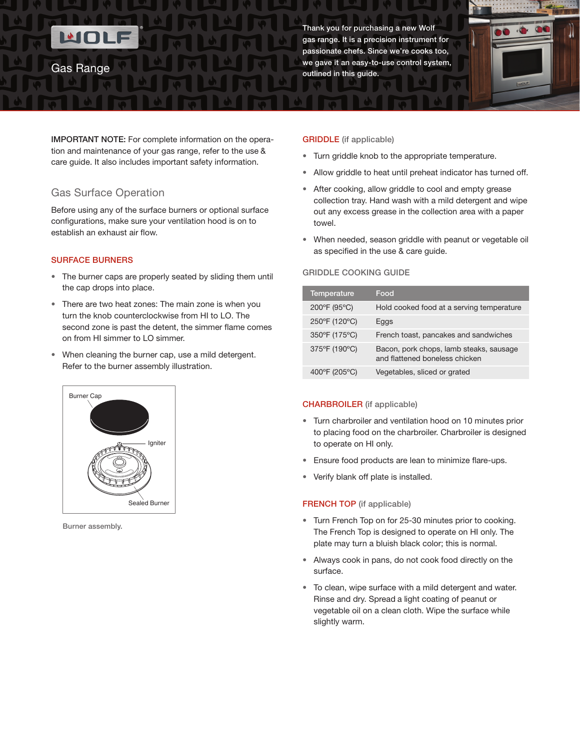# Gas Range

Thank you for purchasing a new Wolf gas range. It is a precision instrument for passionate chefs. Since we're cooks too, we gave it an easy-to-use control system, outlined in this guide.

**IMPORTANT NOTE:** For complete information on the operation and maintenance of your gas range, refer to the use & care guide. It also includes important safety information.

## Gas Surface Operation

Before using any of the surface burners or optional surface configurations, make sure your ventilation hood is on to establish an exhaust air flow.

### SURFACE BURNERS

- The burner caps are properly seated by sliding them until the cap drops into place.
- There are two heat zones: The main zone is when you turn the knob counterclockwise from HI to LO. The second zone is past the detent, the simmer flame comes on from HI simmer to LO simmer.
- When cleaning the burner cap, use a mild detergent. Refer to the burner assembly illustration.

Burner Cap

Igniter

Sealed Burner

Burner assembly.

### GRIDDLE (if applicable)

- Turn griddle knob to the appropriate temperature.
- Allow griddle to heat until preheat indicator has turned off.
- After cooking, allow griddle to cool and empty grease collection tray. Hand wash with a mild detergent and wipe out any excess grease in the collection area with a paper towel.
- When needed, season griddle with peanut or vegetable oil as specified in the use & care guide.

#### GRIDDLE COOKING GUIDE

| Temperature | Food |
|---|---|
| 200°F (95°C) | Hold cooked food at a serving temperature |
| 250°F (120°C) | Eggs |
| 350°F (175°C) | French toast, pancakes and sandwiches |
| 375°F (190°C) | Bacon, pork chops, lamb steaks, sausage and flattened boneless chicken |
| 400°F (205°C) | Vegetables, sliced or grated |

### CHARBROILER (if applicable)

- Turn charbroiler and ventilation hood on 10 minutes prior to placing food on the charbroiler. Charbroiler is designed to operate on HI only.
- Ensure food products are lean to minimize flare-ups.
- Verify blank off plate is installed.

### FRENCH TOP (if applicable)

- Turn French Top on for 25-30 minutes prior to cooking. The French Top is designed to operate on HI only. The plate may turn a bluish black color; this is normal.
- Always cook in pans, do not cook food directly on the surface.
- To clean, wipe surface with a mild detergent and water. Rinse and dry. Spread a light coating of peanut or vegetable oil on a clean cloth. Wipe the surface while slightly warm.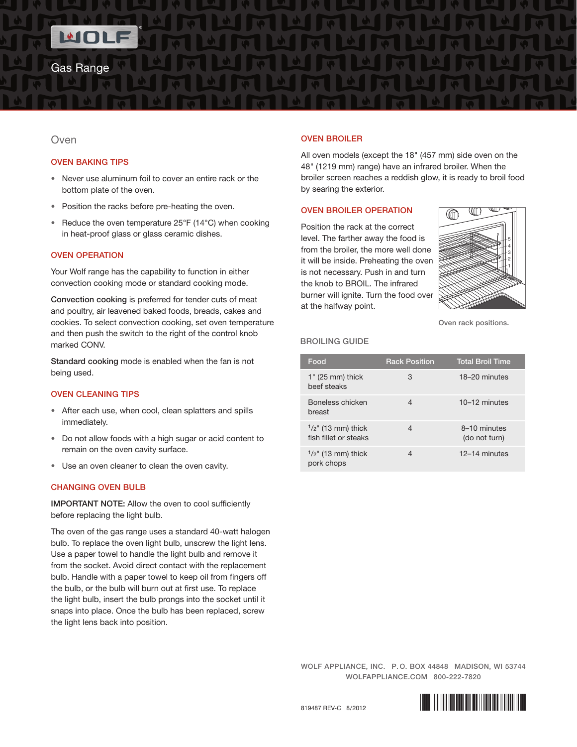# Gas Range

## Oven

### OVEN BAKING TIPS

- Never use aluminum foil to cover an entire rack or the bottom plate of the oven.
- Position the racks before pre-heating the oven.
- Reduce the oven temperature 25°F (14°C) when cooking in heat-proof glass or glass ceramic dishes.

### OVEN OPERATION

Your Wolf range has the capability to function in either convection cooking mode or standard cooking mode.

**Convection cooking** is preferred for tender cuts of meat and poultry, air leavened baked foods, breads, cakes and cookies. To select convection cooking, set oven temperature and then push the switch to the right of the control knob marked CONV.

**Standard cooking** mode is enabled when the fan is not being used.

### OVEN CLEANING TIPS

- After each use, when cool, clean splatters and spills immediately.
- Do not allow foods with a high sugar or acid content to remain on the oven cavity surface.
- Use an oven cleaner to clean the oven cavity.

### CHANGING OVEN BULB

**IMPORTANT NOTE:** Allow the oven to cool sufficiently before replacing the light bulb.

The oven of the gas range uses a standard 40-watt halogen bulb. To replace the oven light bulb, unscrew the light lens. Use a paper towel to handle the light bulb and remove it from the socket. Avoid direct contact with the replacement bulb. Handle with a paper towel to keep oil from fingers off the bulb, or the bulb will burn out at first use. To replace the light bulb, insert the bulb prongs into the socket until it snaps into place. Once the bulb has been replaced, screw the light lens back into position.

### OVEN BROILER

All oven models (except the 18" (457 mm) side oven on the 48" (1219 mm) range) have an infrared broiler. When the broiler screen reaches a reddish glow, it is ready to broil food by searing the exterior.

### OVEN BROILER OPERATION

Position the rack at the correct level. The farther away the food is from the broiler, the more well done it will be inside. Preheating the oven is not necessary. Push in and turn the knob to BROIL. The infrared burner will ignite. Turn the food over at the halfway point.

5
4
3
2
1

Oven rack positions.

### BROILING GUIDE

| Food | Rack Position | Total Broil Time |
|---|---|---|
| 1" (25 mm) thick beef steaks | 3 | 18–20 minutes |
| Boneless chicken breast | 4 | 10–12 minutes |
| 1/2" (13 mm) thick fish fillet or steaks | 4 | 8–10 minutes (do not turn) |
| 1/2" (13 mm) thick pork chops | 4 | 12–14 minutes |

WOLF APPLIANCE, INC. P.O. BOX 44848 MADISON, WI 53744
WOLFAPPLIANCE.COM 800-222-7820

819487 REV-C 8/2012